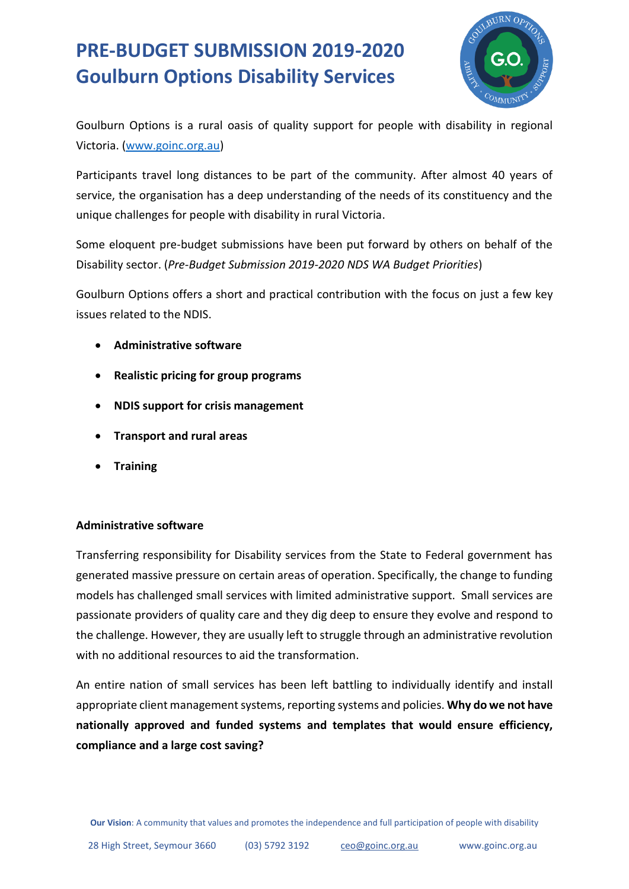# PRE-BUDGET SUBMISSION 2019-2020
# Goulburn Options Disability Services

Goulburn Options is a rural oasis of quality support for people with disability in regional Victoria. ([www.goinc.org.au](http://www.goinc.org.au))

Participants travel long distances to be part of the community. After almost 40 years of service, the organisation has a deep understanding of the needs of its constituency and the unique challenges for people with disability in rural Victoria.

Some eloquent pre-budget submissions have been put forward by others on behalf of the Disability sector. (*Pre-Budget Submission 2019-2020 NDS WA Budget Priorities*)

Goulburn Options offers a short and practical contribution with the focus on just a few key issues related to the NDIS.

- **Administrative software**
- **Realistic pricing for group programs**
- **NDIS support for crisis management**
- **Transport and rural areas**
- **Training**

## Administrative software

Transferring responsibility for Disability services from the State to Federal government has generated massive pressure on certain areas of operation. Specifically, the change to funding models has challenged small services with limited administrative support. Small services are passionate providers of quality care and they dig deep to ensure they evolve and respond to the challenge. However, they are usually left to struggle through an administrative revolution with no additional resources to aid the transformation.

An entire nation of small services has been left battling to individually identify and install appropriate client management systems, reporting systems and policies. **Why do we not have nationally approved and funded systems and templates that would ensure efficiency, compliance and a large cost saving?**

**Our Vision**: A community that values and promotes the independence and full participation of people with disability

28 High Street, Seymour 3660 (03) 5792 3192 ceo@goinc.org.au www.goinc.org.au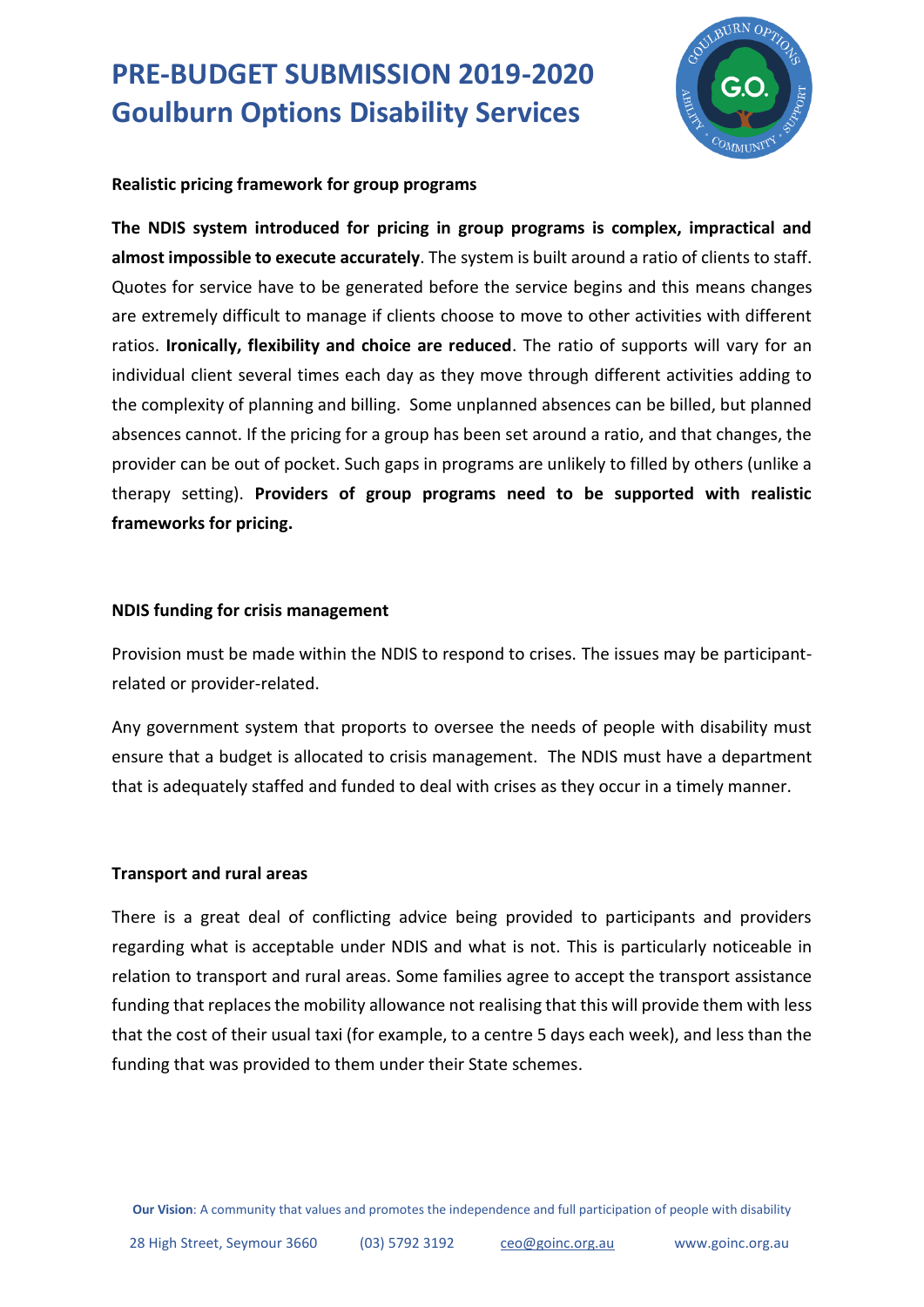# PRE-BUDGET SUBMISSION 2019-2020
# Goulburn Options Disability Services

**Realistic pricing framework for group programs**

**The NDIS system introduced for pricing in group programs is complex, impractical and almost impossible to execute accurately**. The system is built around a ratio of clients to staff. Quotes for service have to be generated before the service begins and this means changes are extremely difficult to manage if clients choose to move to other activities with different ratios. **Ironically, flexibility and choice are reduced**. The ratio of supports will vary for an individual client several times each day as they move through different activities adding to the complexity of planning and billing. Some unplanned absences can be billed, but planned absences cannot. If the pricing for a group has been set around a ratio, and that changes, the provider can be out of pocket. Such gaps in programs are unlikely to filled by others (unlike a therapy setting). **Providers of group programs need to be supported with realistic frameworks for pricing.**

**NDIS funding for crisis management**

Provision must be made within the NDIS to respond to crises. The issues may be participant-related or provider-related.

Any government system that proports to oversee the needs of people with disability must ensure that a budget is allocated to crisis management. The NDIS must have a department that is adequately staffed and funded to deal with crises as they occur in a timely manner.

**Transport and rural areas**

There is a great deal of conflicting advice being provided to participants and providers regarding what is acceptable under NDIS and what is not. This is particularly noticeable in relation to transport and rural areas. Some families agree to accept the transport assistance funding that replaces the mobility allowance not realising that this will provide them with less that the cost of their usual taxi (for example, to a centre 5 days each week), and less than the funding that was provided to them under their State schemes.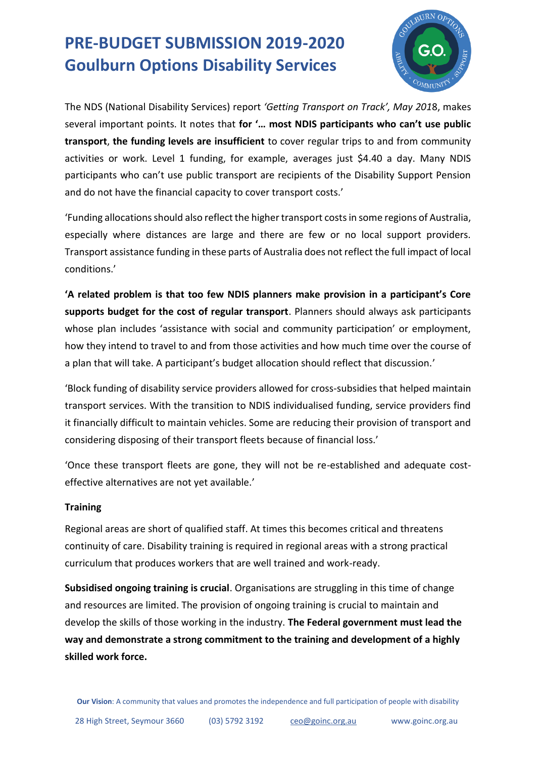# PRE-BUDGET SUBMISSION 2019-2020
# Goulburn Options Disability Services

The NDS (National Disability Services) report *'Getting Transport on Track', May 2018*, makes several important points. It notes that **for '… most NDIS participants who can't use public transport**, **the funding levels are insufficient** to cover regular trips to and from community activities or work. Level 1 funding, for example, averages just $4.40 a day. Many NDIS participants who can't use public transport are recipients of the Disability Support Pension and do not have the financial capacity to cover transport costs.'

'Funding allocations should also reflect the higher transport costs in some regions of Australia, especially where distances are large and there are few or no local support providers. Transport assistance funding in these parts of Australia does not reflect the full impact of local conditions.'

**'A related problem is that too few NDIS planners make provision in a participant's Core supports budget for the cost of regular transport**. Planners should always ask participants whose plan includes 'assistance with social and community participation' or employment, how they intend to travel to and from those activities and how much time over the course of a plan that will take. A participant's budget allocation should reflect that discussion.'

'Block funding of disability service providers allowed for cross-subsidies that helped maintain transport services. With the transition to NDIS individualised funding, service providers find it financially difficult to maintain vehicles. Some are reducing their provision of transport and considering disposing of their transport fleets because of financial loss.'

'Once these transport fleets are gone, they will not be re-established and adequate cost-effective alternatives are not yet available.'

**Training**

Regional areas are short of qualified staff. At times this becomes critical and threatens continuity of care. Disability training is required in regional areas with a strong practical curriculum that produces workers that are well trained and work-ready.

**Subsidised ongoing training is crucial**. Organisations are struggling in this time of change and resources are limited. The provision of ongoing training is crucial to maintain and develop the skills of those working in the industry. **The Federal government must lead the way and demonstrate a strong commitment to the training and development of a highly skilled work force.**